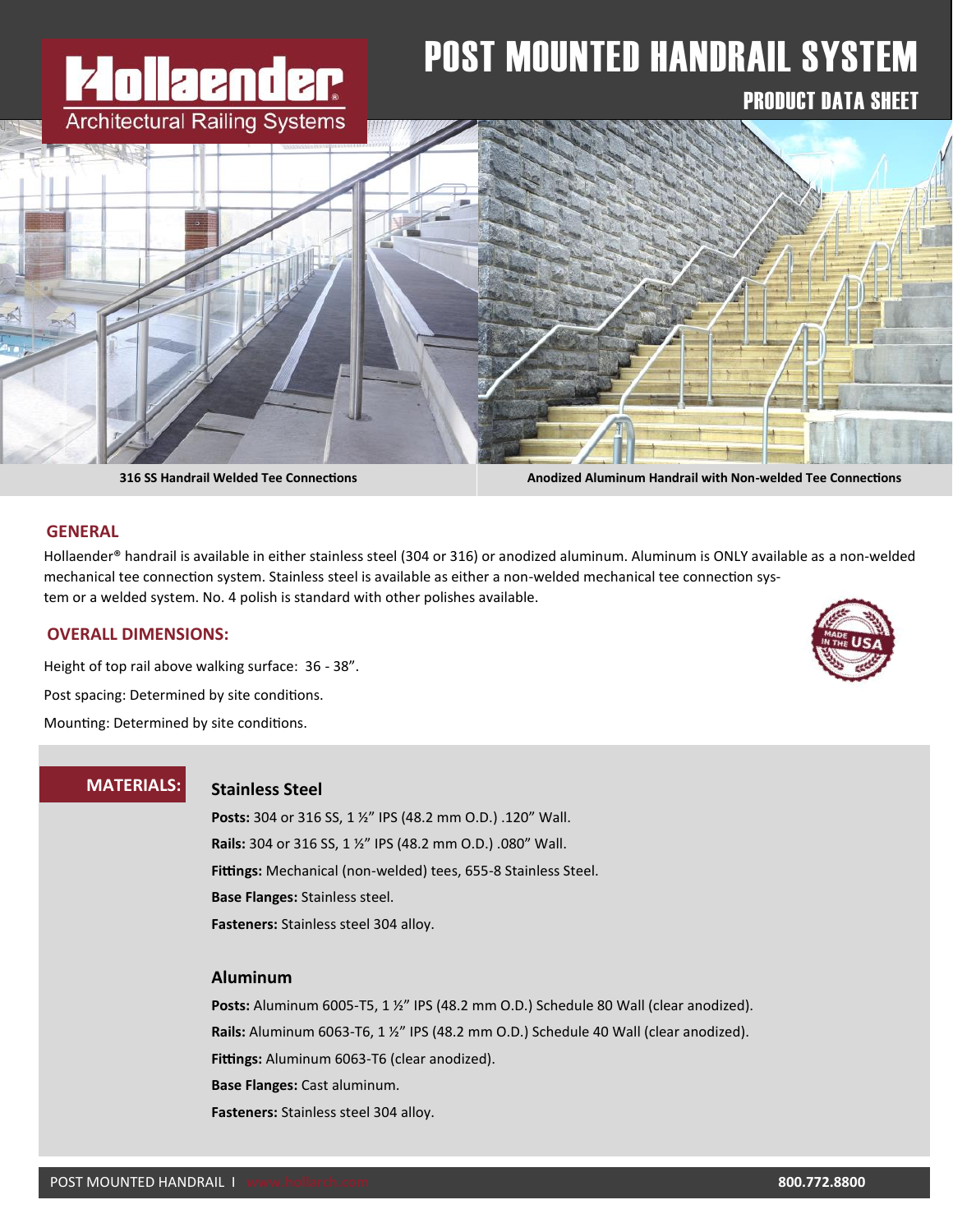# POST MOUNTED HANDRAIL SYSTEM

## PRODUCT DATA SHEET

Hollaender Architectural Railing Systems

316 SS Handrail Welded Tee Connections

Anodized Aluminum Handrail with Non-welded Tee Connections

## GENERAL

Hollaender® handrail is available in either stainless steel (304 or 316) or anodized aluminum. Aluminum is ONLY available as a non-welded mechanical tee connection system. Stainless steel is available as either a non-welded mechanical tee connection system or a welded system. No. 4 polish is standard with other polishes available.

## OVERALL DIMENSIONS:

Height of top rail above walking surface: 36 - 38".

Post spacing: Determined by site conditions.

Mounting: Determined by site conditions.

## MATERIALS:

### Stainless Steel

**Posts:** 304 or 316 SS, 1 ½" IPS (48.2 mm O.D.) .120" Wall.

**Rails:** 304 or 316 SS, 1 ½" IPS (48.2 mm O.D.) .080" Wall.

**Fittings:** Mechanical (non-welded) tees, 655-8 Stainless Steel.

**Base Flanges:** Stainless steel.

**Fasteners:** Stainless steel 304 alloy.

### Aluminum

**Posts:** Aluminum 6005-T5, 1 ½" IPS (48.2 mm O.D.) Schedule 80 Wall (clear anodized).

**Rails:** Aluminum 6063-T6, 1 ½" IPS (48.2 mm O.D.) Schedule 40 Wall (clear anodized).

**Fittings:** Aluminum 6063-T6 (clear anodized).

**Base Flanges:** Cast aluminum.

**Fasteners:** Stainless steel 304 alloy.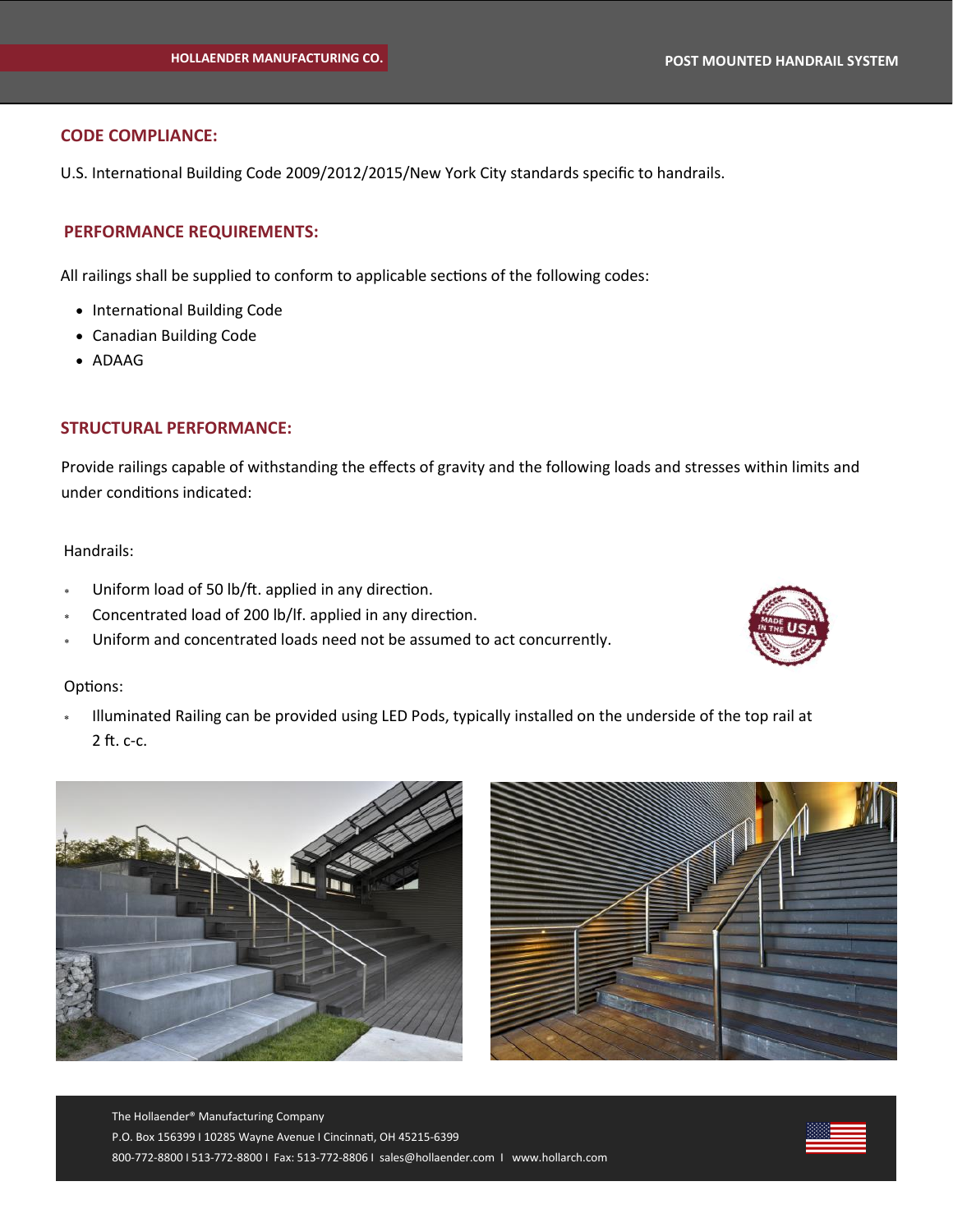## CODE COMPLIANCE:

U.S. International Building Code 2009/2012/2015/New York City standards specific to handrails.

## PERFORMANCE REQUIREMENTS:

All railings shall be supplied to conform to applicable sections of the following codes:

- International Building Code
- Canadian Building Code
- ADAAG

## STRUCTURAL PERFORMANCE:

Provide railings capable of withstanding the effects of gravity and the following loads and stresses within limits and under conditions indicated:

Handrails:

- Uniform load of 50 lb/ft. applied in any direction.
- Concentrated load of 200 lb/lf. applied in any direction.
- Uniform and concentrated loads need not be assumed to act concurrently.

Options:

- Illuminated Railing can be provided using LED Pods, typically installed on the underside of the top rail at 2 ft. c-c.

The Hollaender® Manufacturing Company
P.O. Box 156399 I 10285 Wayne Avenue I Cincinnati, OH 45215-6399
800-772-8800 I 513-772-8800 I Fax: 513-772-8806 I sales@hollaender.com I www.hollarch.com